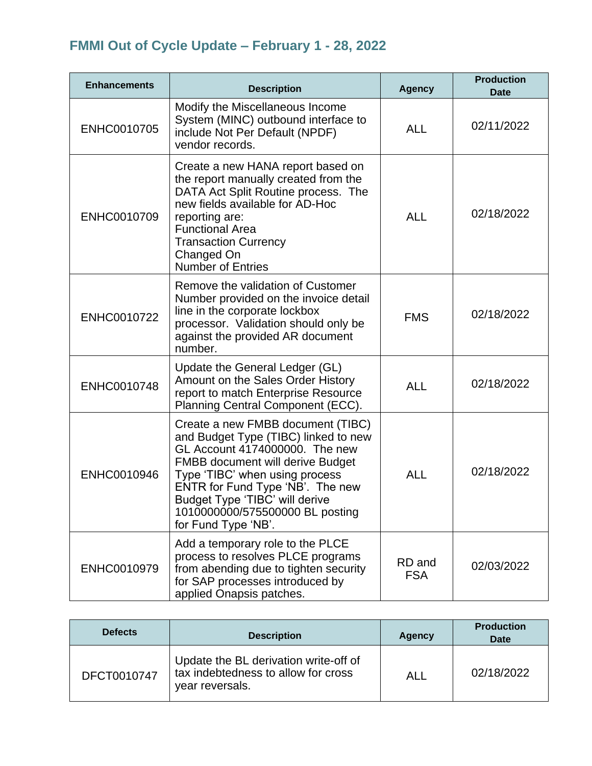## FMMI Out of Cycle Update – February 1 - 28, 2022

| Enhancements | Description | Agency | Production Date |
|---|---|---|---|
| ENHC0010705 | Modify the Miscellaneous Income System (MINC) outbound interface to include Not Per Default (NPDF) vendor records. | ALL | 02/11/2022 |
| ENHC0010709 | Create a new HANA report based on the report manually created from the DATA Act Split Routine process. The new fields available for AD-Hoc reporting are:<br>Functional Area<br>Transaction Currency<br>Changed On<br>Number of Entries | ALL | 02/18/2022 |
| ENHC0010722 | Remove the validation of Customer Number provided on the invoice detail line in the corporate lockbox processor. Validation should only be against the provided AR document number. | FMS | 02/18/2022 |
| ENHC0010748 | Update the General Ledger (GL) Amount on the Sales Order History report to match Enterprise Resource Planning Central Component (ECC). | ALL | 02/18/2022 |
| ENHC0010946 | Create a new FMBB document (TIBC) and Budget Type (TIBC) linked to new GL Account 4174000000. The new FMBB document will derive Budget Type 'TIBC' when using process ENTR for Fund Type 'NB'. The new Budget Type 'TIBC' will derive 1010000000/575500000 BL posting for Fund Type 'NB'. | ALL | 02/18/2022 |
| ENHC0010979 | Add a temporary role to the PLCE process to resolves PLCE programs from abending due to tighten security for SAP processes introduced by applied Onapsis patches. | RD and FSA | 02/03/2022 |

| Defects | Description | Agency | Production Date |
|---|---|---|---|
| DFCT0010747 | Update the BL derivation write-off of tax indebtedness to allow for cross year reversals. | ALL | 02/18/2022 |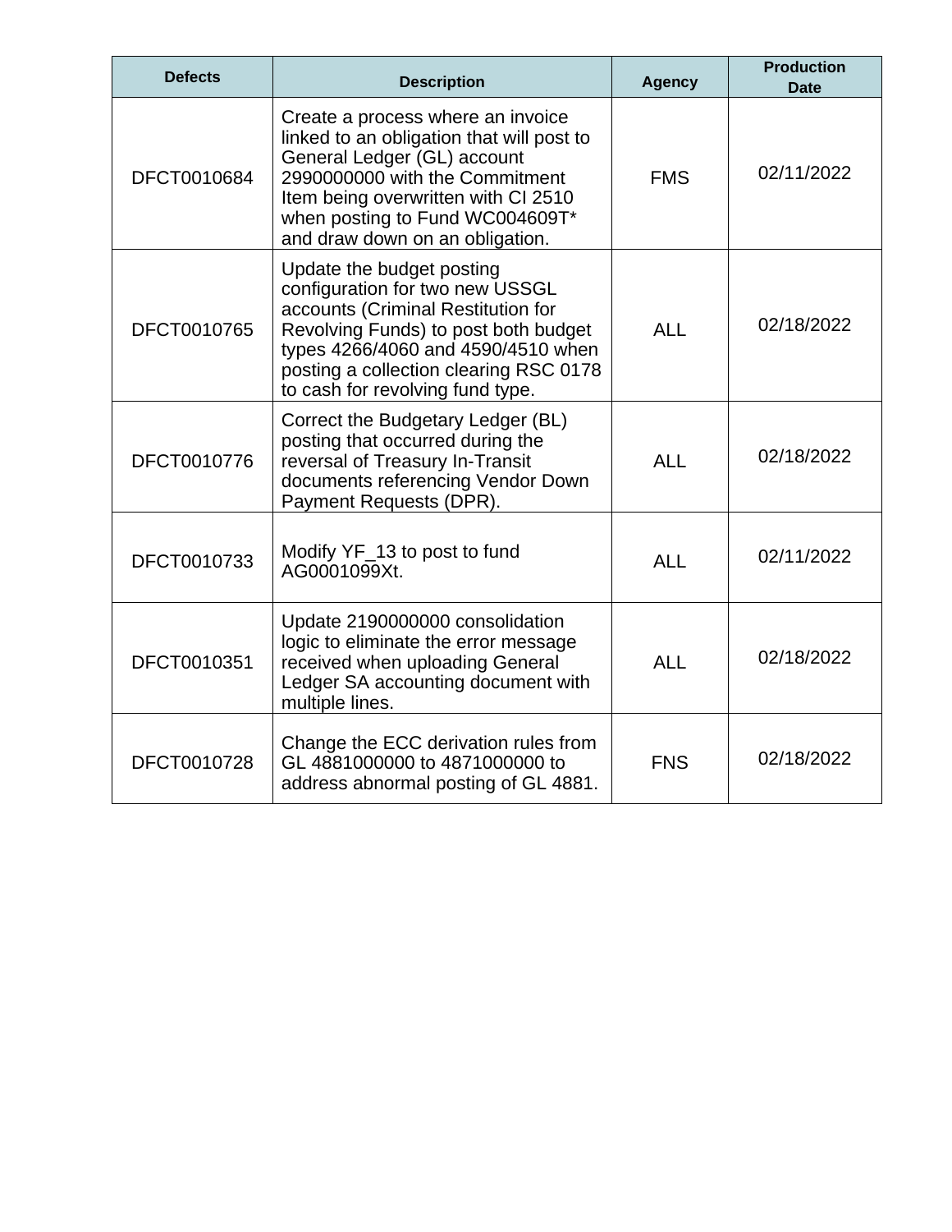| Defects | Description | Agency | Production Date |
| --- | --- | --- | --- |
| DFCT0010684 | Create a process where an invoice linked to an obligation that will post to General Ledger (GL) account 2990000000 with the Commitment Item being overwritten with CI 2510 when posting to Fund WC004609T* and draw down on an obligation. | FMS | 02/11/2022 |
| DFCT0010765 | Update the budget posting configuration for two new USSGL accounts (Criminal Restitution for Revolving Funds) to post both budget types 4266/4060 and 4590/4510 when posting a collection clearing RSC 0178 to cash for revolving fund type. | ALL | 02/18/2022 |
| DFCT0010776 | Correct the Budgetary Ledger (BL) posting that occurred during the reversal of Treasury In-Transit documents referencing Vendor Down Payment Requests (DPR). | ALL | 02/18/2022 |
| DFCT0010733 | Modify YF_13 to post to fund AG0001099Xt. | ALL | 02/11/2022 |
| DFCT0010351 | Update 2190000000 consolidation logic to eliminate the error message received when uploading General Ledger SA accounting document with multiple lines. | ALL | 02/18/2022 |
| DFCT0010728 | Change the ECC derivation rules from GL 4881000000 to 4871000000 to address abnormal posting of GL 4881. | FNS | 02/18/2022 |